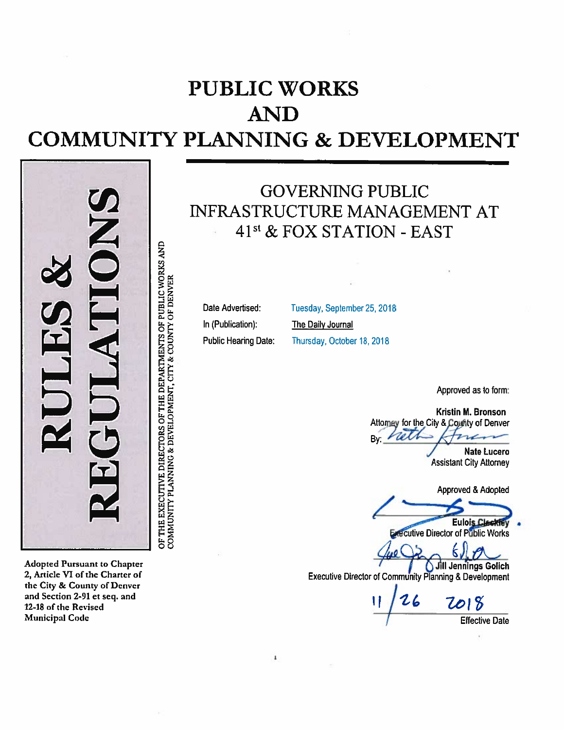# PUBLIC WORKS AND COMMUNITY PLANNING & DEVELOPMENT

**RULES & REGULATIONS**

OF THE EXECUTIVE DIRECTORS OF THE DEPARTMENTS OF PUBLIC WORKS AND COMMUNITY PLANNING & DEVELOPMENT, CITY & COUNTY OF DENVER

## GOVERNING PUBLIC INFRASTRUCTURE MANAGEMENT AT 41st & FOX STATION - EAST

Date Advertised: Tuesday, September 25, 2018

In (Publication): The Daily Journal

Public Hearing Date: Thursday, October 18, 2018

Approved as to form:

Kristin M. Bronson
Attorney for the City & County of Denver

By: ______________________
Nate Lucero
Assistant City Attorney

Approved & Adopted

______________________
Eulois Cleckley
Executive Director of Public Works

______________________
Jill Jennings Golich
Executive Director of Community Planning & Development

11/26/2018
Effective Date

Adopted Pursuant to Chapter 2, Article VI of the Charter of the City & County of Denver and Section 2-91 et seq. and 12-18 of the Revised Municipal Code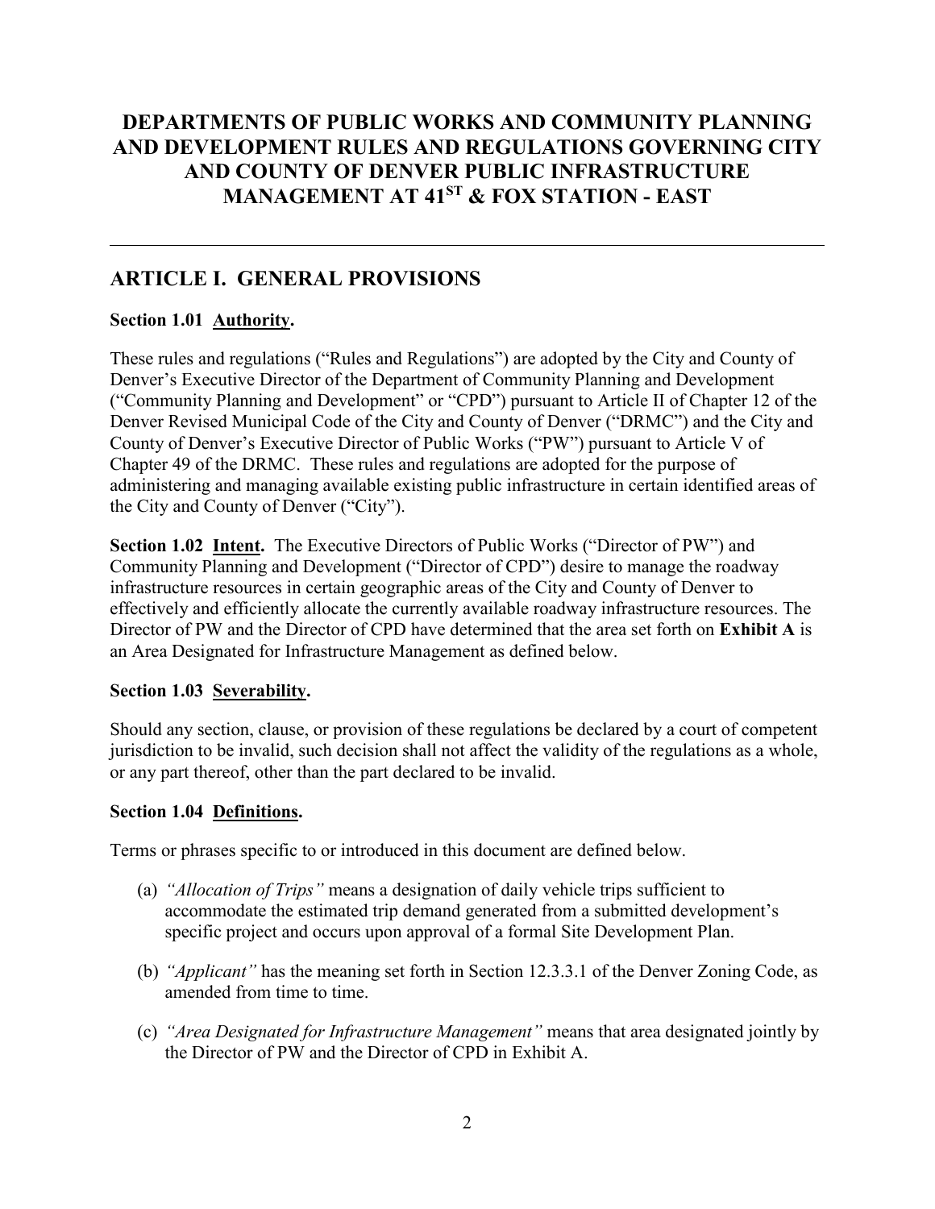# DEPARTMENTS OF PUBLIC WORKS AND COMMUNITY PLANNING AND DEVELOPMENT RULES AND REGULATIONS GOVERNING CITY AND COUNTY OF DENVER PUBLIC INFRASTRUCTURE MANAGEMENT AT 41ST & FOX STATION - EAST

---

## ARTICLE I. GENERAL PROVISIONS

**Section 1.01 Authority.**

These rules and regulations ("Rules and Regulations") are adopted by the City and County of Denver's Executive Director of the Department of Community Planning and Development ("Community Planning and Development" or "CPD") pursuant to Article II of Chapter 12 of the Denver Revised Municipal Code of the City and County of Denver ("DRMC") and the City and County of Denver's Executive Director of Public Works ("PW") pursuant to Article V of Chapter 49 of the DRMC. These rules and regulations are adopted for the purpose of administering and managing available existing public infrastructure in certain identified areas of the City and County of Denver ("City").

**Section 1.02 Intent.** The Executive Directors of Public Works ("Director of PW") and Community Planning and Development ("Director of CPD") desire to manage the roadway infrastructure resources in certain geographic areas of the City and County of Denver to effectively and efficiently allocate the currently available roadway infrastructure resources. The Director of PW and the Director of CPD have determined that the area set forth on **Exhibit A** is an Area Designated for Infrastructure Management as defined below.

**Section 1.03 Severability.**

Should any section, clause, or provision of these regulations be declared by a court of competent jurisdiction to be invalid, such decision shall not affect the validity of the regulations as a whole, or any part thereof, other than the part declared to be invalid.

**Section 1.04 Definitions.**

Terms or phrases specific to or introduced in this document are defined below.

(a) *"Allocation of Trips"* means a designation of daily vehicle trips sufficient to accommodate the estimated trip demand generated from a submitted development's specific project and occurs upon approval of a formal Site Development Plan.

(b) *"Applicant"* has the meaning set forth in Section 12.3.3.1 of the Denver Zoning Code, as amended from time to time.

(c) *"Area Designated for Infrastructure Management"* means that area designated jointly by the Director of PW and the Director of CPD in Exhibit A.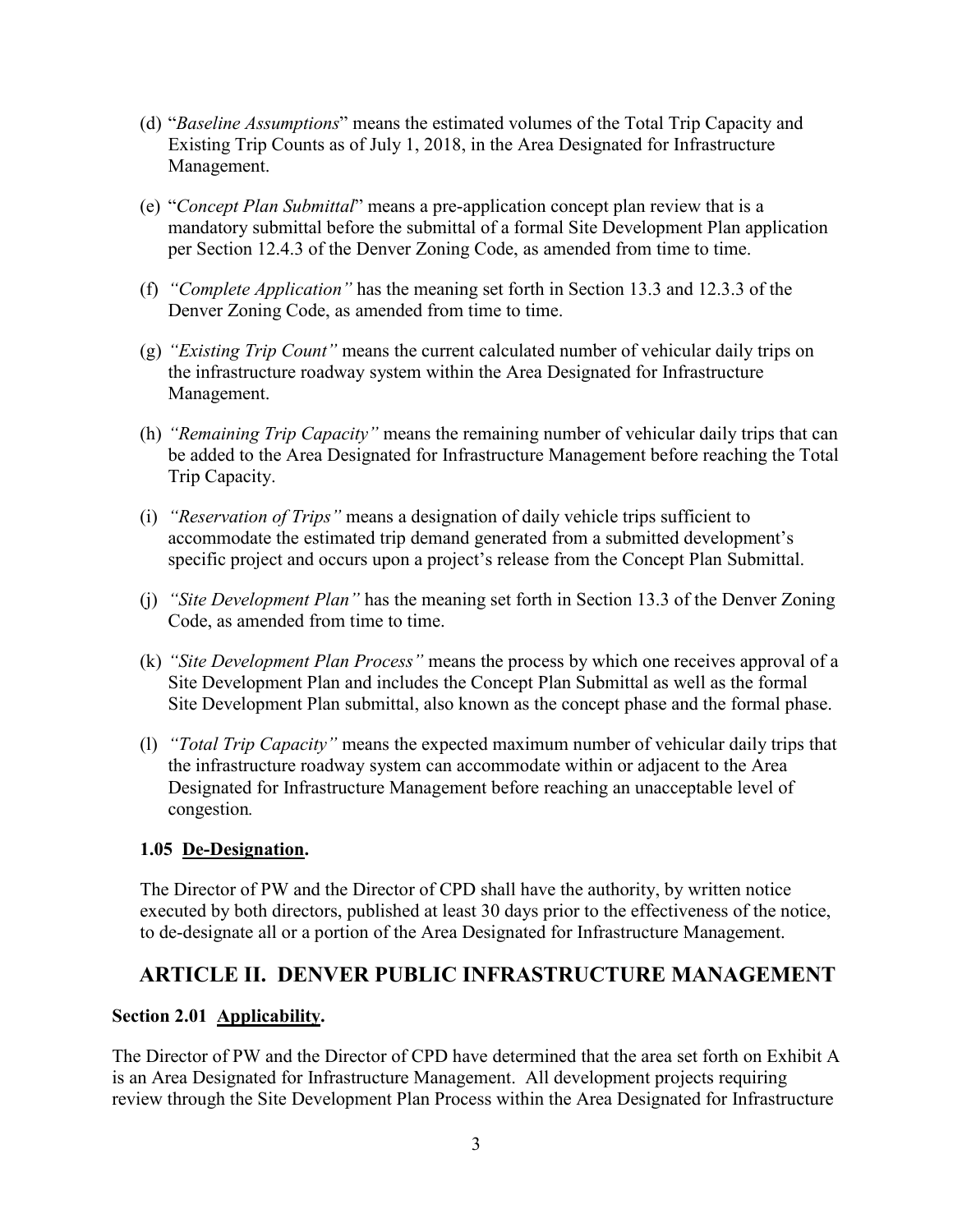(d) "*Baseline Assumptions*" means the estimated volumes of the Total Trip Capacity and Existing Trip Counts as of July 1, 2018, in the Area Designated for Infrastructure Management.

(e) "*Concept Plan Submittal*" means a pre-application concept plan review that is a mandatory submittal before the submittal of a formal Site Development Plan application per Section 12.4.3 of the Denver Zoning Code, as amended from time to time.

(f) *"Complete Application"* has the meaning set forth in Section 13.3 and 12.3.3 of the Denver Zoning Code, as amended from time to time.

(g) *"Existing Trip Count"* means the current calculated number of vehicular daily trips on the infrastructure roadway system within the Area Designated for Infrastructure Management.

(h) *"Remaining Trip Capacity"* means the remaining number of vehicular daily trips that can be added to the Area Designated for Infrastructure Management before reaching the Total Trip Capacity.

(i) *"Reservation of Trips"* means a designation of daily vehicle trips sufficient to accommodate the estimated trip demand generated from a submitted development's specific project and occurs upon a project's release from the Concept Plan Submittal.

(j) *"Site Development Plan"* has the meaning set forth in Section 13.3 of the Denver Zoning Code, as amended from time to time.

(k) *"Site Development Plan Process"* means the process by which one receives approval of a Site Development Plan and includes the Concept Plan Submittal as well as the formal Site Development Plan submittal, also known as the concept phase and the formal phase.

(l) *"Total Trip Capacity"* means the expected maximum number of vehicular daily trips that the infrastructure roadway system can accommodate within or adjacent to the Area Designated for Infrastructure Management before reaching an unacceptable level of congestion*.*

**1.05 De-Designation.**

The Director of PW and the Director of CPD shall have the authority, by written notice executed by both directors, published at least 30 days prior to the effectiveness of the notice, to de-designate all or a portion of the Area Designated for Infrastructure Management.

## ARTICLE II. DENVER PUBLIC INFRASTRUCTURE MANAGEMENT

**Section 2.01 Applicability.**

The Director of PW and the Director of CPD have determined that the area set forth on Exhibit A is an Area Designated for Infrastructure Management. All development projects requiring review through the Site Development Plan Process within the Area Designated for Infrastructure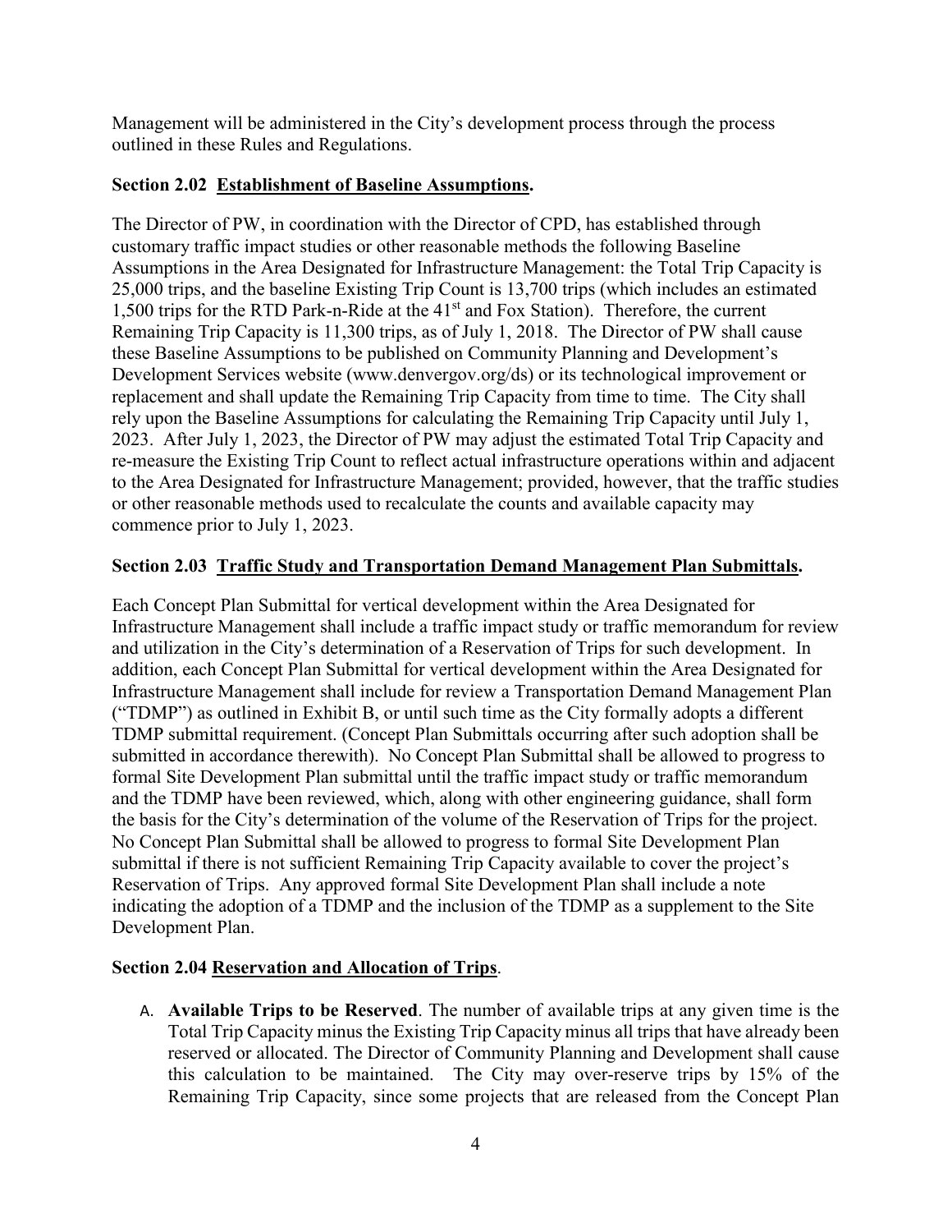Management will be administered in the City's development process through the process outlined in these Rules and Regulations.

**Section 2.02 Establishment of Baseline Assumptions.**

The Director of PW, in coordination with the Director of CPD, has established through customary traffic impact studies or other reasonable methods the following Baseline Assumptions in the Area Designated for Infrastructure Management: the Total Trip Capacity is 25,000 trips, and the baseline Existing Trip Count is 13,700 trips (which includes an estimated 1,500 trips for the RTD Park-n-Ride at the 41st and Fox Station). Therefore, the current Remaining Trip Capacity is 11,300 trips, as of July 1, 2018. The Director of PW shall cause these Baseline Assumptions to be published on Community Planning and Development's Development Services website (www.denvergov.org/ds) or its technological improvement or replacement and shall update the Remaining Trip Capacity from time to time. The City shall rely upon the Baseline Assumptions for calculating the Remaining Trip Capacity until July 1, 2023. After July 1, 2023, the Director of PW may adjust the estimated Total Trip Capacity and re-measure the Existing Trip Count to reflect actual infrastructure operations within and adjacent to the Area Designated for Infrastructure Management; provided, however, that the traffic studies or other reasonable methods used to recalculate the counts and available capacity may commence prior to July 1, 2023.

**Section 2.03 Traffic Study and Transportation Demand Management Plan Submittals.**

Each Concept Plan Submittal for vertical development within the Area Designated for Infrastructure Management shall include a traffic impact study or traffic memorandum for review and utilization in the City's determination of a Reservation of Trips for such development. In addition, each Concept Plan Submittal for vertical development within the Area Designated for Infrastructure Management shall include for review a Transportation Demand Management Plan ("TDMP") as outlined in Exhibit B, or until such time as the City formally adopts a different TDMP submittal requirement. (Concept Plan Submittals occurring after such adoption shall be submitted in accordance therewith). No Concept Plan Submittal shall be allowed to progress to formal Site Development Plan submittal until the traffic impact study or traffic memorandum and the TDMP have been reviewed, which, along with other engineering guidance, shall form the basis for the City's determination of the volume of the Reservation of Trips for the project. No Concept Plan Submittal shall be allowed to progress to formal Site Development Plan submittal if there is not sufficient Remaining Trip Capacity available to cover the project's Reservation of Trips. Any approved formal Site Development Plan shall include a note indicating the adoption of a TDMP and the inclusion of the TDMP as a supplement to the Site Development Plan.

**Section 2.04 Reservation and Allocation of Trips.**

A. **Available Trips to be Reserved**. The number of available trips at any given time is the Total Trip Capacity minus the Existing Trip Capacity minus all trips that have already been reserved or allocated. The Director of Community Planning and Development shall cause this calculation to be maintained. The City may over-reserve trips by 15% of the Remaining Trip Capacity, since some projects that are released from the Concept Plan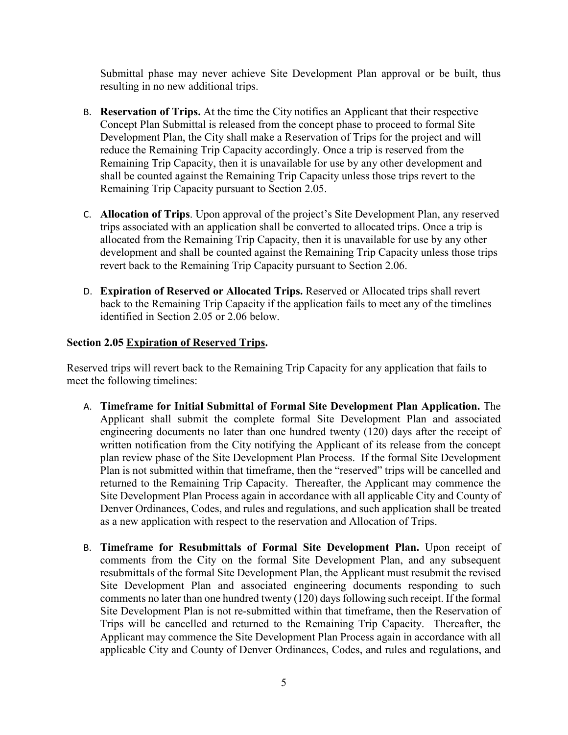Submittal phase may never achieve Site Development Plan approval or be built, thus resulting in no new additional trips.

B. **Reservation of Trips.** At the time the City notifies an Applicant that their respective Concept Plan Submittal is released from the concept phase to proceed to formal Site Development Plan, the City shall make a Reservation of Trips for the project and will reduce the Remaining Trip Capacity accordingly. Once a trip is reserved from the Remaining Trip Capacity, then it is unavailable for use by any other development and shall be counted against the Remaining Trip Capacity unless those trips revert to the Remaining Trip Capacity pursuant to Section 2.05.

C. **Allocation of Trips**. Upon approval of the project's Site Development Plan, any reserved trips associated with an application shall be converted to allocated trips. Once a trip is allocated from the Remaining Trip Capacity, then it is unavailable for use by any other development and shall be counted against the Remaining Trip Capacity unless those trips revert back to the Remaining Trip Capacity pursuant to Section 2.06.

D. **Expiration of Reserved or Allocated Trips.** Reserved or Allocated trips shall revert back to the Remaining Trip Capacity if the application fails to meet any of the timelines identified in Section 2.05 or 2.06 below.

**Section 2.05 Expiration of Reserved Trips.**

Reserved trips will revert back to the Remaining Trip Capacity for any application that fails to meet the following timelines:

A. **Timeframe for Initial Submittal of Formal Site Development Plan Application.** The Applicant shall submit the complete formal Site Development Plan and associated engineering documents no later than one hundred twenty (120) days after the receipt of written notification from the City notifying the Applicant of its release from the concept plan review phase of the Site Development Plan Process. If the formal Site Development Plan is not submitted within that timeframe, then the "reserved" trips will be cancelled and returned to the Remaining Trip Capacity. Thereafter, the Applicant may commence the Site Development Plan Process again in accordance with all applicable City and County of Denver Ordinances, Codes, and rules and regulations, and such application shall be treated as a new application with respect to the reservation and Allocation of Trips.

B. **Timeframe for Resubmittals of Formal Site Development Plan.** Upon receipt of comments from the City on the formal Site Development Plan, and any subsequent resubmittals of the formal Site Development Plan, the Applicant must resubmit the revised Site Development Plan and associated engineering documents responding to such comments no later than one hundred twenty (120) days following such receipt. If the formal Site Development Plan is not re-submitted within that timeframe, then the Reservation of Trips will be cancelled and returned to the Remaining Trip Capacity. Thereafter, the Applicant may commence the Site Development Plan Process again in accordance with all applicable City and County of Denver Ordinances, Codes, and rules and regulations, and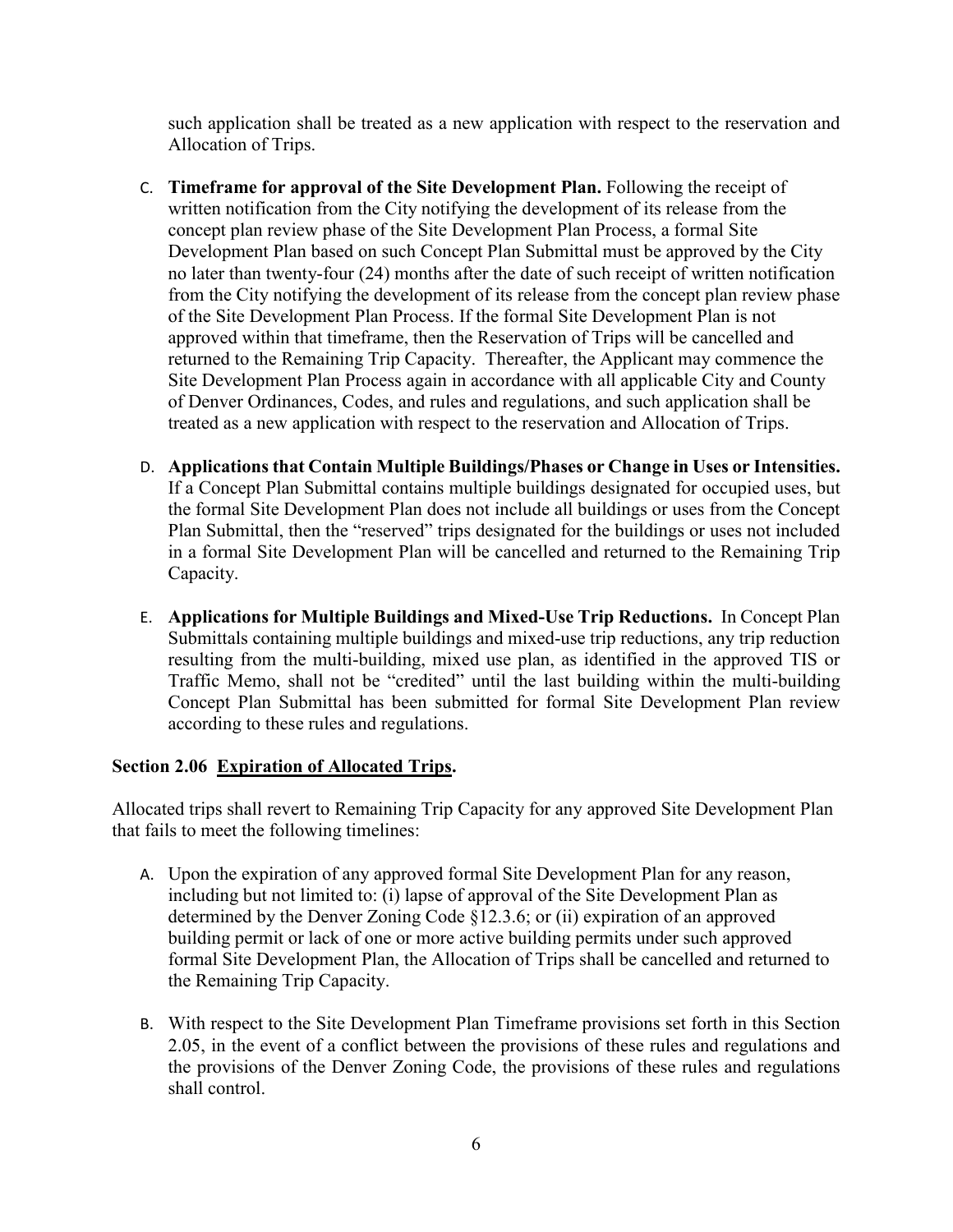such application shall be treated as a new application with respect to the reservation and Allocation of Trips.

C. **Timeframe for approval of the Site Development Plan.** Following the receipt of written notification from the City notifying the development of its release from the concept plan review phase of the Site Development Plan Process, a formal Site Development Plan based on such Concept Plan Submittal must be approved by the City no later than twenty-four (24) months after the date of such receipt of written notification from the City notifying the development of its release from the concept plan review phase of the Site Development Plan Process. If the formal Site Development Plan is not approved within that timeframe, then the Reservation of Trips will be cancelled and returned to the Remaining Trip Capacity. Thereafter, the Applicant may commence the Site Development Plan Process again in accordance with all applicable City and County of Denver Ordinances, Codes, and rules and regulations, and such application shall be treated as a new application with respect to the reservation and Allocation of Trips.

D. **Applications that Contain Multiple Buildings/Phases or Change in Uses or Intensities.** If a Concept Plan Submittal contains multiple buildings designated for occupied uses, but the formal Site Development Plan does not include all buildings or uses from the Concept Plan Submittal, then the "reserved" trips designated for the buildings or uses not included in a formal Site Development Plan will be cancelled and returned to the Remaining Trip Capacity.

E. **Applications for Multiple Buildings and Mixed-Use Trip Reductions.** In Concept Plan Submittals containing multiple buildings and mixed-use trip reductions, any trip reduction resulting from the multi-building, mixed use plan, as identified in the approved TIS or Traffic Memo, shall not be "credited" until the last building within the multi-building Concept Plan Submittal has been submitted for formal Site Development Plan review according to these rules and regulations.

**Section 2.06 <u>Expiration of Allocated Trips</u>.**

Allocated trips shall revert to Remaining Trip Capacity for any approved Site Development Plan that fails to meet the following timelines:

A. Upon the expiration of any approved formal Site Development Plan for any reason, including but not limited to: (i) lapse of approval of the Site Development Plan as determined by the Denver Zoning Code §12.3.6; or (ii) expiration of an approved building permit or lack of one or more active building permits under such approved formal Site Development Plan, the Allocation of Trips shall be cancelled and returned to the Remaining Trip Capacity.

B. With respect to the Site Development Plan Timeframe provisions set forth in this Section 2.05, in the event of a conflict between the provisions of these rules and regulations and the provisions of the Denver Zoning Code, the provisions of these rules and regulations shall control.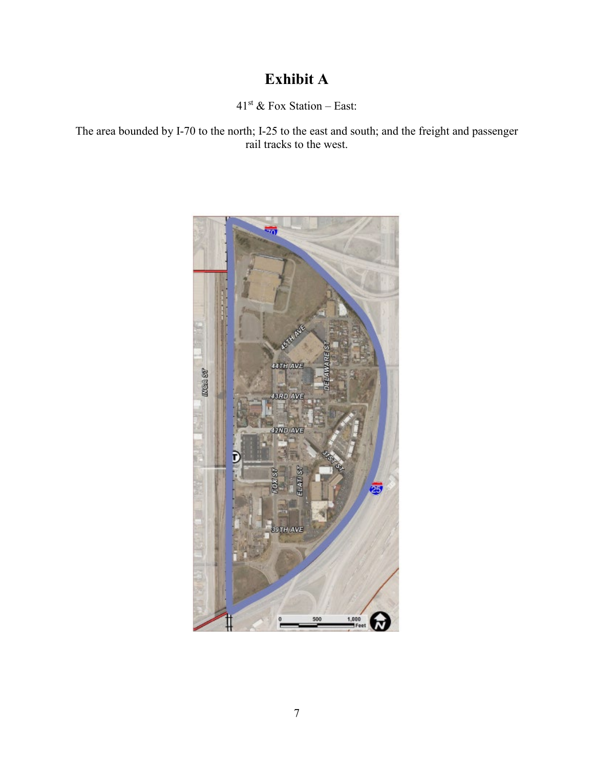# Exhibit A

41st & Fox Station – East:

The area bounded by I-70 to the north; I-25 to the east and south; and the freight and passenger rail tracks to the west.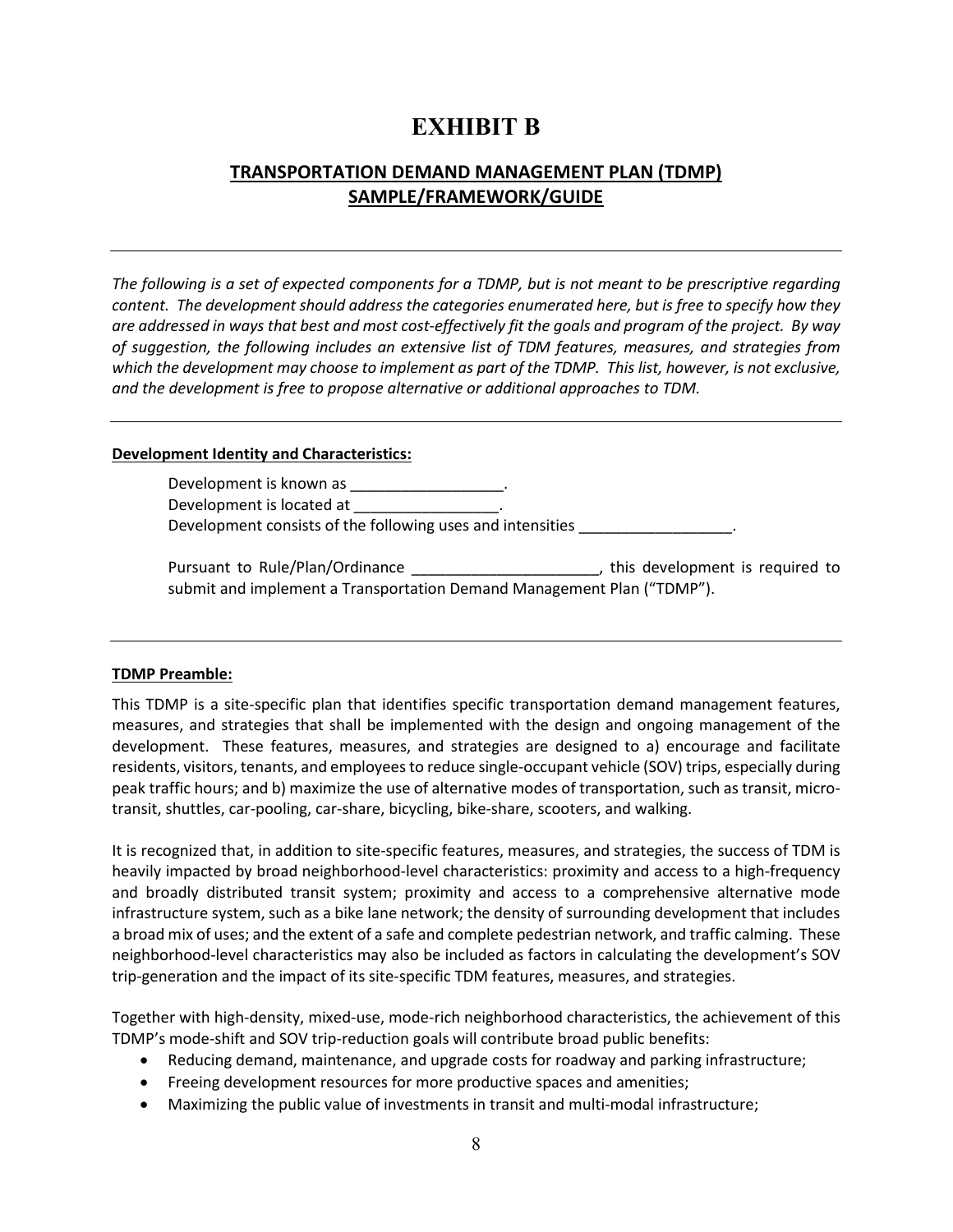# EXHIBIT B

## TRANSPORTATION DEMAND MANAGEMENT PLAN (TDMP) SAMPLE/FRAMEWORK/GUIDE

---

*The following is a set of expected components for a TDMP, but is not meant to be prescriptive regarding content. The development should address the categories enumerated here, but is free to specify how they are addressed in ways that best and most cost-effectively fit the goals and program of the project. By way of suggestion, the following includes an extensive list of TDM features, measures, and strategies from which the development may choose to implement as part of the TDMP. This list, however, is not exclusive, and the development is free to propose alternative or additional approaches to TDM.*

---

**Development Identity and Characteristics:**

Development is known as __________________.
Development is located at _________________.
Development consists of the following uses and intensities __________________.

Pursuant to Rule/Plan/Ordinance ______________________, this development is required to submit and implement a Transportation Demand Management Plan ("TDMP").

---

**TDMP Preamble:**

This TDMP is a site-specific plan that identifies specific transportation demand management features, measures, and strategies that shall be implemented with the design and ongoing management of the development. These features, measures, and strategies are designed to a) encourage and facilitate residents, visitors, tenants, and employees to reduce single-occupant vehicle (SOV) trips, especially during peak traffic hours; and b) maximize the use of alternative modes of transportation, such as transit, micro-transit, shuttles, car-pooling, car-share, bicycling, bike-share, scooters, and walking.

It is recognized that, in addition to site-specific features, measures, and strategies, the success of TDM is heavily impacted by broad neighborhood-level characteristics: proximity and access to a high-frequency and broadly distributed transit system; proximity and access to a comprehensive alternative mode infrastructure system, such as a bike lane network; the density of surrounding development that includes a broad mix of uses; and the extent of a safe and complete pedestrian network, and traffic calming. These neighborhood-level characteristics may also be included as factors in calculating the development's SOV trip-generation and the impact of its site-specific TDM features, measures, and strategies.

Together with high-density, mixed-use, mode-rich neighborhood characteristics, the achievement of this TDMP's mode-shift and SOV trip-reduction goals will contribute broad public benefits:

- Reducing demand, maintenance, and upgrade costs for roadway and parking infrastructure;
- Freeing development resources for more productive spaces and amenities;
- Maximizing the public value of investments in transit and multi-modal infrastructure;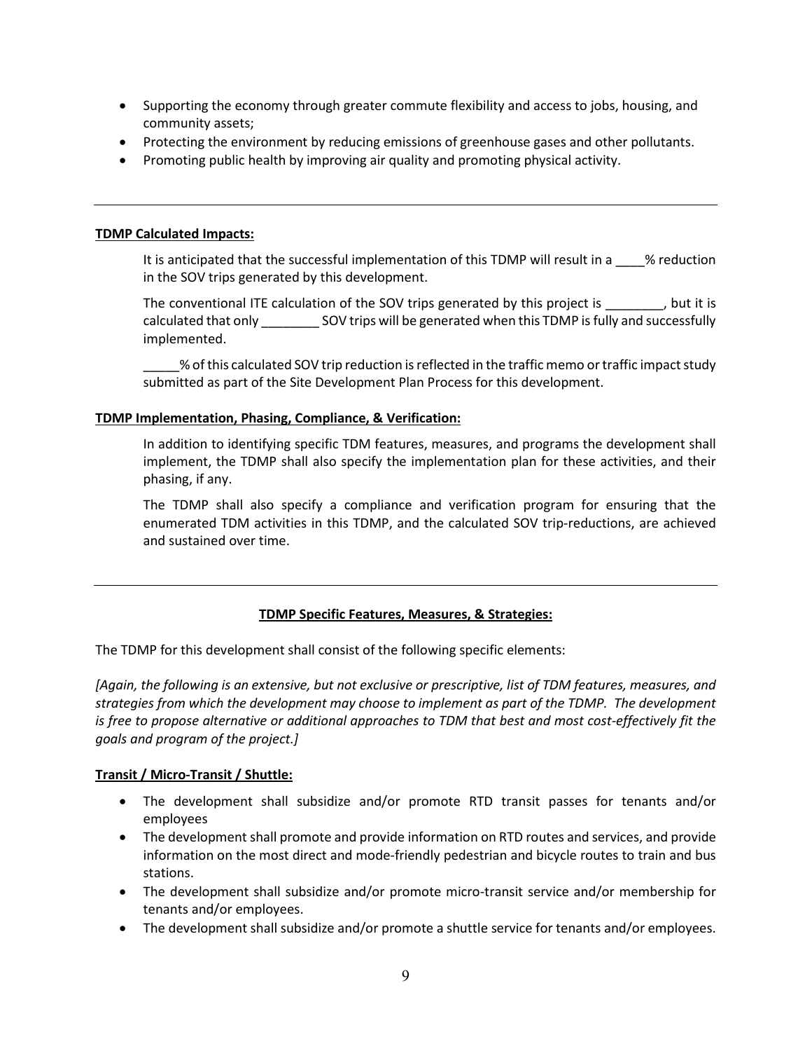- Supporting the economy through greater commute flexibility and access to jobs, housing, and community assets;
- Protecting the environment by reducing emissions of greenhouse gases and other pollutants.
- Promoting public health by improving air quality and promoting physical activity.

---

**TDMP Calculated Impacts:**

It is anticipated that the successful implementation of this TDMP will result in a ____% reduction in the SOV trips generated by this development.

The conventional ITE calculation of the SOV trips generated by this project is ________, but it is calculated that only ________ SOV trips will be generated when this TDMP is fully and successfully implemented.

_____% of this calculated SOV trip reduction is reflected in the traffic memo or traffic impact study submitted as part of the Site Development Plan Process for this development.

**TDMP Implementation, Phasing, Compliance, & Verification:**

In addition to identifying specific TDM features, measures, and programs the development shall implement, the TDMP shall also specify the implementation plan for these activities, and their phasing, if any.

The TDMP shall also specify a compliance and verification program for ensuring that the enumerated TDM activities in this TDMP, and the calculated SOV trip-reductions, are achieved and sustained over time.

---

**TDMP Specific Features, Measures, & Strategies:**

The TDMP for this development shall consist of the following specific elements:

*[Again, the following is an extensive, but not exclusive or prescriptive, list of TDM features, measures, and strategies from which the development may choose to implement as part of the TDMP. The development is free to propose alternative or additional approaches to TDM that best and most cost-effectively fit the goals and program of the project.]*

**Transit / Micro-Transit / Shuttle:**

- The development shall subsidize and/or promote RTD transit passes for tenants and/or employees
- The development shall promote and provide information on RTD routes and services, and provide information on the most direct and mode-friendly pedestrian and bicycle routes to train and bus stations.
- The development shall subsidize and/or promote micro-transit service and/or membership for tenants and/or employees.
- The development shall subsidize and/or promote a shuttle service for tenants and/or employees.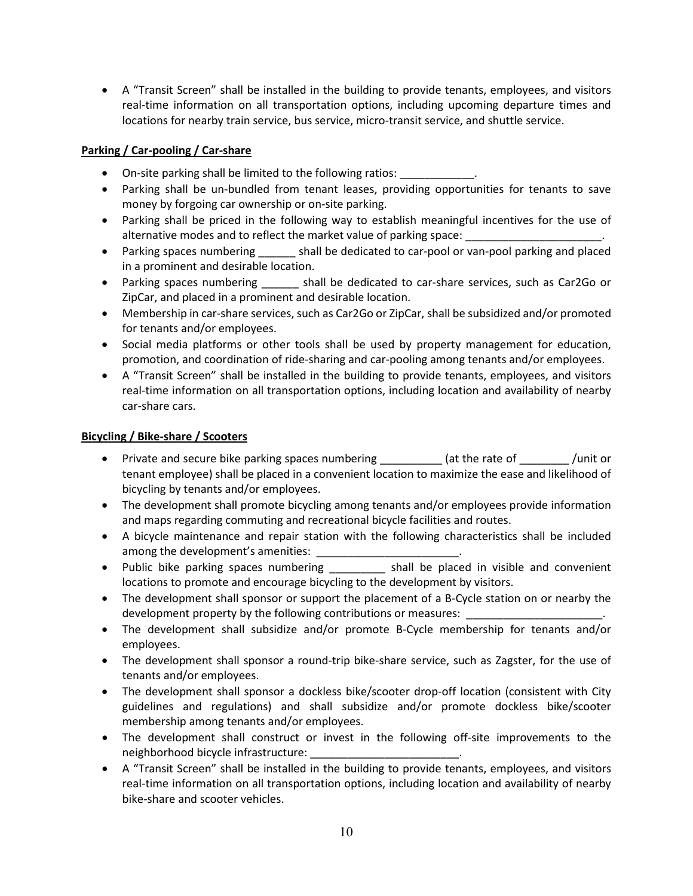- A "Transit Screen" shall be installed in the building to provide tenants, employees, and visitors real-time information on all transportation options, including upcoming departure times and locations for nearby train service, bus service, micro-transit service, and shuttle service.

**Parking / Car-pooling / Car-share**

- On-site parking shall be limited to the following ratios: ____________.
- Parking shall be un-bundled from tenant leases, providing opportunities for tenants to save money by forgoing car ownership or on-site parking.
- Parking shall be priced in the following way to establish meaningful incentives for the use of alternative modes and to reflect the market value of parking space: ______________________.
- Parking spaces numbering ______ shall be dedicated to car-pool or van-pool parking and placed in a prominent and desirable location.
- Parking spaces numbering ______ shall be dedicated to car-share services, such as Car2Go or ZipCar, and placed in a prominent and desirable location.
- Membership in car-share services, such as Car2Go or ZipCar, shall be subsidized and/or promoted for tenants and/or employees.
- Social media platforms or other tools shall be used by property management for education, promotion, and coordination of ride-sharing and car-pooling among tenants and/or employees.
- A "Transit Screen" shall be installed in the building to provide tenants, employees, and visitors real-time information on all transportation options, including location and availability of nearby car-share cars.

**Bicycling / Bike-share / Scooters**

- Private and secure bike parking spaces numbering __________ (at the rate of ________ /unit or tenant employee) shall be placed in a convenient location to maximize the ease and likelihood of bicycling by tenants and/or employees.
- The development shall promote bicycling among tenants and/or employees provide information and maps regarding commuting and recreational bicycle facilities and routes.
- A bicycle maintenance and repair station with the following characteristics shall be included among the development's amenities: _______________________.
- Public bike parking spaces numbering _________ shall be placed in visible and convenient locations to promote and encourage bicycling to the development by visitors.
- The development shall sponsor or support the placement of a B-Cycle station on or nearby the development property by the following contributions or measures: ______________________.
- The development shall subsidize and/or promote B-Cycle membership for tenants and/or employees.
- The development shall sponsor a round-trip bike-share service, such as Zagster, for the use of tenants and/or employees.
- The development shall sponsor a dockless bike/scooter drop-off location (consistent with City guidelines and regulations) and shall subsidize and/or promote dockless bike/scooter membership among tenants and/or employees.
- The development shall construct or invest in the following off-site improvements to the neighborhood bicycle infrastructure: ________________________.
- A "Transit Screen" shall be installed in the building to provide tenants, employees, and visitors real-time information on all transportation options, including location and availability of nearby bike-share and scooter vehicles.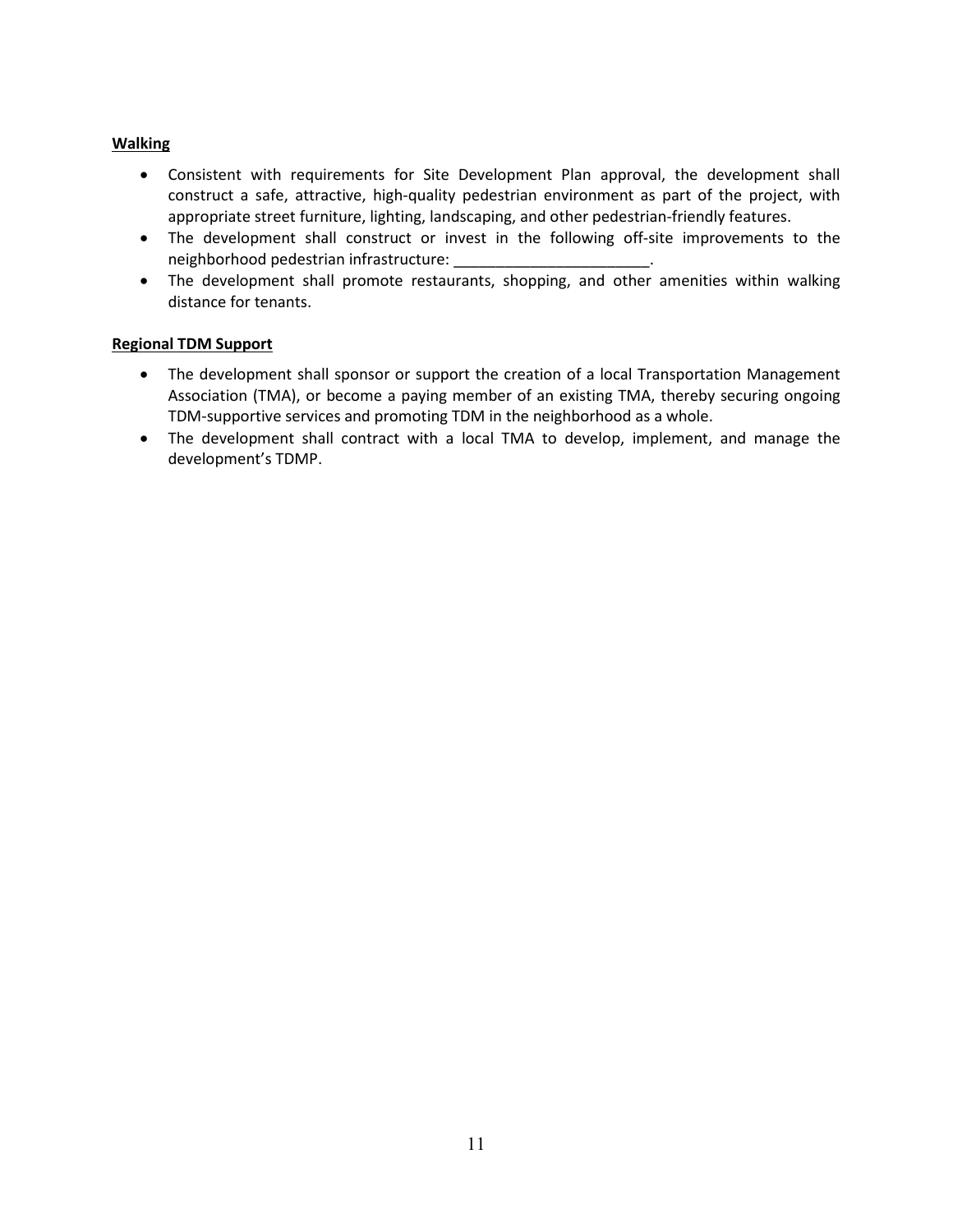**Walking**

- Consistent with requirements for Site Development Plan approval, the development shall construct a safe, attractive, high-quality pedestrian environment as part of the project, with appropriate street furniture, lighting, landscaping, and other pedestrian-friendly features.
- The development shall construct or invest in the following off-site improvements to the neighborhood pedestrian infrastructure: _______________________.
- The development shall promote restaurants, shopping, and other amenities within walking distance for tenants.

**Regional TDM Support**

- The development shall sponsor or support the creation of a local Transportation Management Association (TMA), or become a paying member of an existing TMA, thereby securing ongoing TDM-supportive services and promoting TDM in the neighborhood as a whole.
- The development shall contract with a local TMA to develop, implement, and manage the development's TDMP.